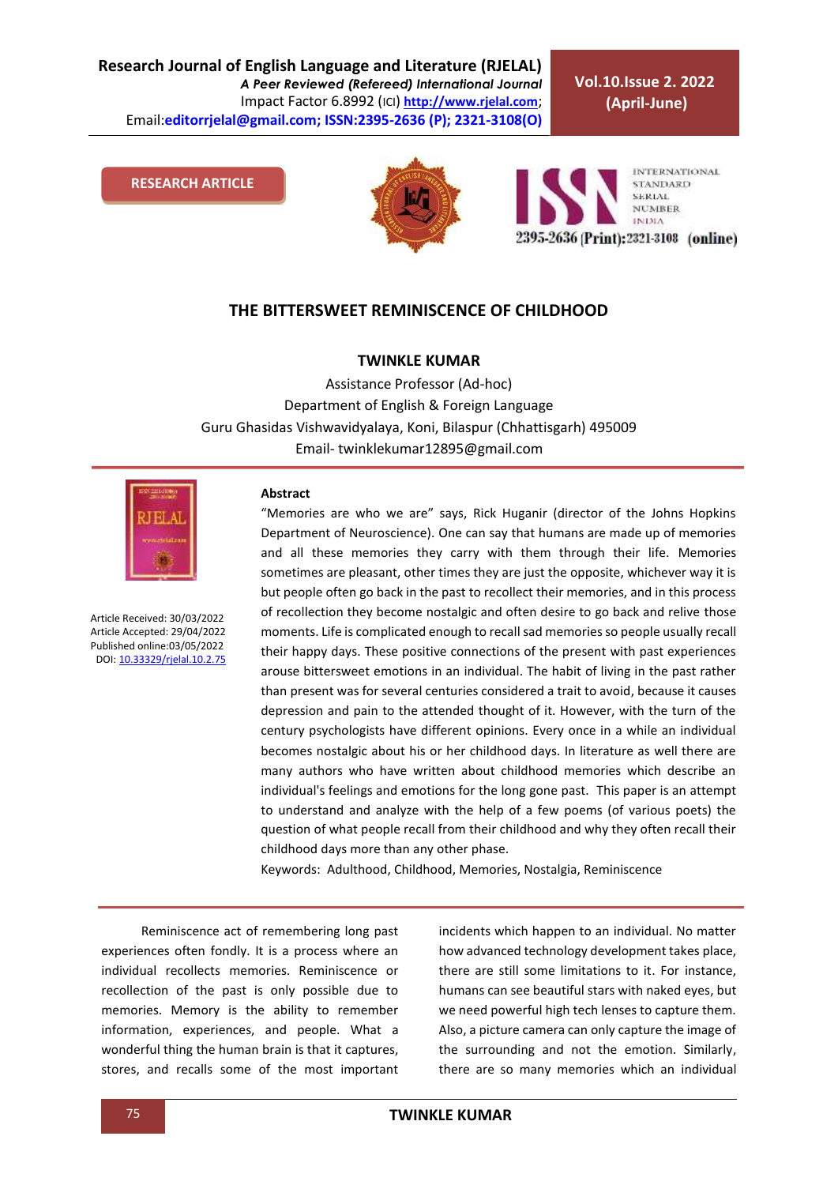RESEARCH ARTICLE

# THE BITTERSWEET REMINISCENCE OF CHILDHOOD

**TWINKLE KUMAR**

Assistance Professor (Ad-hoc)
Department of English & Foreign Language
Guru Ghasidas Vishwavidyalaya, Koni, Bilaspur (Chhattisgarh) 495009
Email- twinklekumar12895@gmail.com

Article Received: 30/03/2022
Article Accepted: 29/04/2022
Published online:03/05/2022
DOI: 10.33329/rjelal.10.2.75

**Abstract**

"Memories are who we are" says, Rick Huganir (director of the Johns Hopkins Department of Neuroscience). One can say that humans are made up of memories and all these memories they carry with them through their life. Memories sometimes are pleasant, other times they are just the opposite, whichever way it is but people often go back in the past to recollect their memories, and in this process of recollection they become nostalgic and often desire to go back and relive those moments. Life is complicated enough to recall sad memories so people usually recall their happy days. These positive connections of the present with past experiences arouse bittersweet emotions in an individual. The habit of living in the past rather than present was for several centuries considered a trait to avoid, because it causes depression and pain to the attended thought of it. However, with the turn of the century psychologists have different opinions. Every once in a while an individual becomes nostalgic about his or her childhood days. In literature as well there are many authors who have written about childhood memories which describe an individual's feelings and emotions for the long gone past. This paper is an attempt to understand and analyze with the help of a few poems (of various poets) the question of what people recall from their childhood and why they often recall their childhood days more than any other phase.

Keywords: Adulthood, Childhood, Memories, Nostalgia, Reminiscence

Reminiscence act of remembering long past experiences often fondly. It is a process where an individual recollects memories. Reminiscence or recollection of the past is only possible due to memories. Memory is the ability to remember information, experiences, and people. What a wonderful thing the human brain is that it captures, stores, and recalls some of the most important incidents which happen to an individual. No matter how advanced technology development takes place, there are still some limitations to it. For instance, humans can see beautiful stars with naked eyes, but we need powerful high tech lenses to capture them. Also, a picture camera can only capture the image of the surrounding and not the emotion. Similarly, there are so many memories which an individual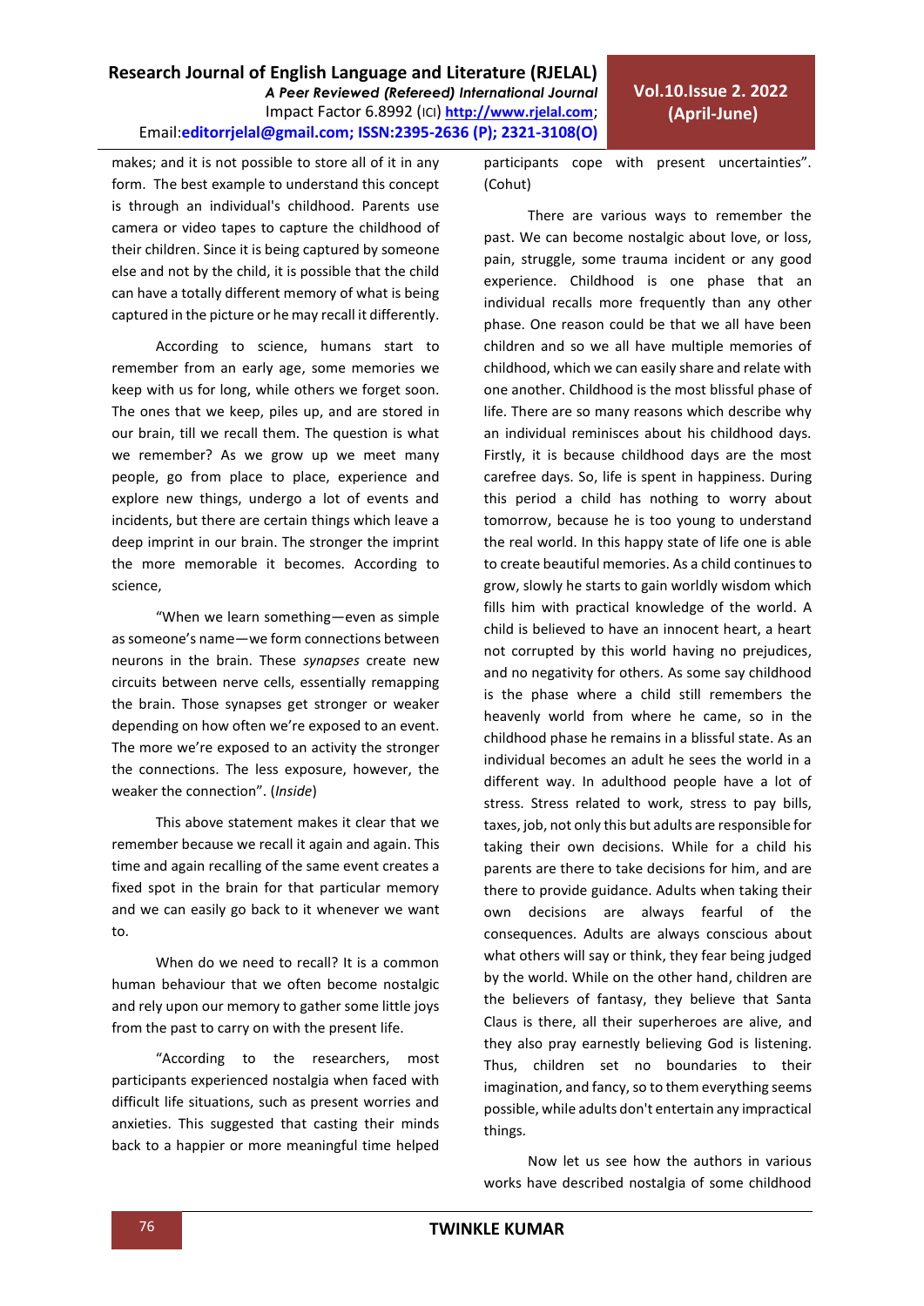makes; and it is not possible to store all of it in any form. The best example to understand this concept is through an individual's childhood. Parents use camera or video tapes to capture the childhood of their children. Since it is being captured by someone else and not by the child, it is possible that the child can have a totally different memory of what is being captured in the picture or he may recall it differently.

According to science, humans start to remember from an early age, some memories we keep with us for long, while others we forget soon. The ones that we keep, piles up, and are stored in our brain, till we recall them. The question is what we remember? As we grow up we meet many people, go from place to place, experience and explore new things, undergo a lot of events and incidents, but there are certain things which leave a deep imprint in our brain. The stronger the imprint the more memorable it becomes. According to science,

"When we learn something—even as simple as someone's name—we form connections between neurons in the brain. These *synapses* create new circuits between nerve cells, essentially remapping the brain. Those synapses get stronger or weaker depending on how often we're exposed to an event. The more we're exposed to an activity the stronger the connections. The less exposure, however, the weaker the connection". (*Inside*)

This above statement makes it clear that we remember because we recall it again and again. This time and again recalling of the same event creates a fixed spot in the brain for that particular memory and we can easily go back to it whenever we want to.

When do we need to recall? It is a common human behaviour that we often become nostalgic and rely upon our memory to gather some little joys from the past to carry on with the present life.

"According to the researchers, most participants experienced nostalgia when faced with difficult life situations, such as present worries and anxieties. This suggested that casting their minds back to a happier or more meaningful time helped participants cope with present uncertainties". (Cohut)

There are various ways to remember the past. We can become nostalgic about love, or loss, pain, struggle, some trauma incident or any good experience. Childhood is one phase that an individual recalls more frequently than any other phase. One reason could be that we all have been children and so we all have multiple memories of childhood, which we can easily share and relate with one another. Childhood is the most blissful phase of life. There are so many reasons which describe why an individual reminisces about his childhood days. Firstly, it is because childhood days are the most carefree days. So, life is spent in happiness. During this period a child has nothing to worry about tomorrow, because he is too young to understand the real world. In this happy state of life one is able to create beautiful memories. As a child continues to grow, slowly he starts to gain worldly wisdom which fills him with practical knowledge of the world. A child is believed to have an innocent heart, a heart not corrupted by this world having no prejudices, and no negativity for others. As some say childhood is the phase where a child still remembers the heavenly world from where he came, so in the childhood phase he remains in a blissful state. As an individual becomes an adult he sees the world in a different way. In adulthood people have a lot of stress. Stress related to work, stress to pay bills, taxes, job, not only this but adults are responsible for taking their own decisions. While for a child his parents are there to take decisions for him, and are there to provide guidance. Adults when taking their own decisions are always fearful of the consequences. Adults are always conscious about what others will say or think, they fear being judged by the world. While on the other hand, children are the believers of fantasy, they believe that Santa Claus is there, all their superheroes are alive, and they also pray earnestly believing God is listening. Thus, children set no boundaries to their imagination, and fancy, so to them everything seems possible, while adults don't entertain any impractical things.

Now let us see how the authors in various works have described nostalgia of some childhood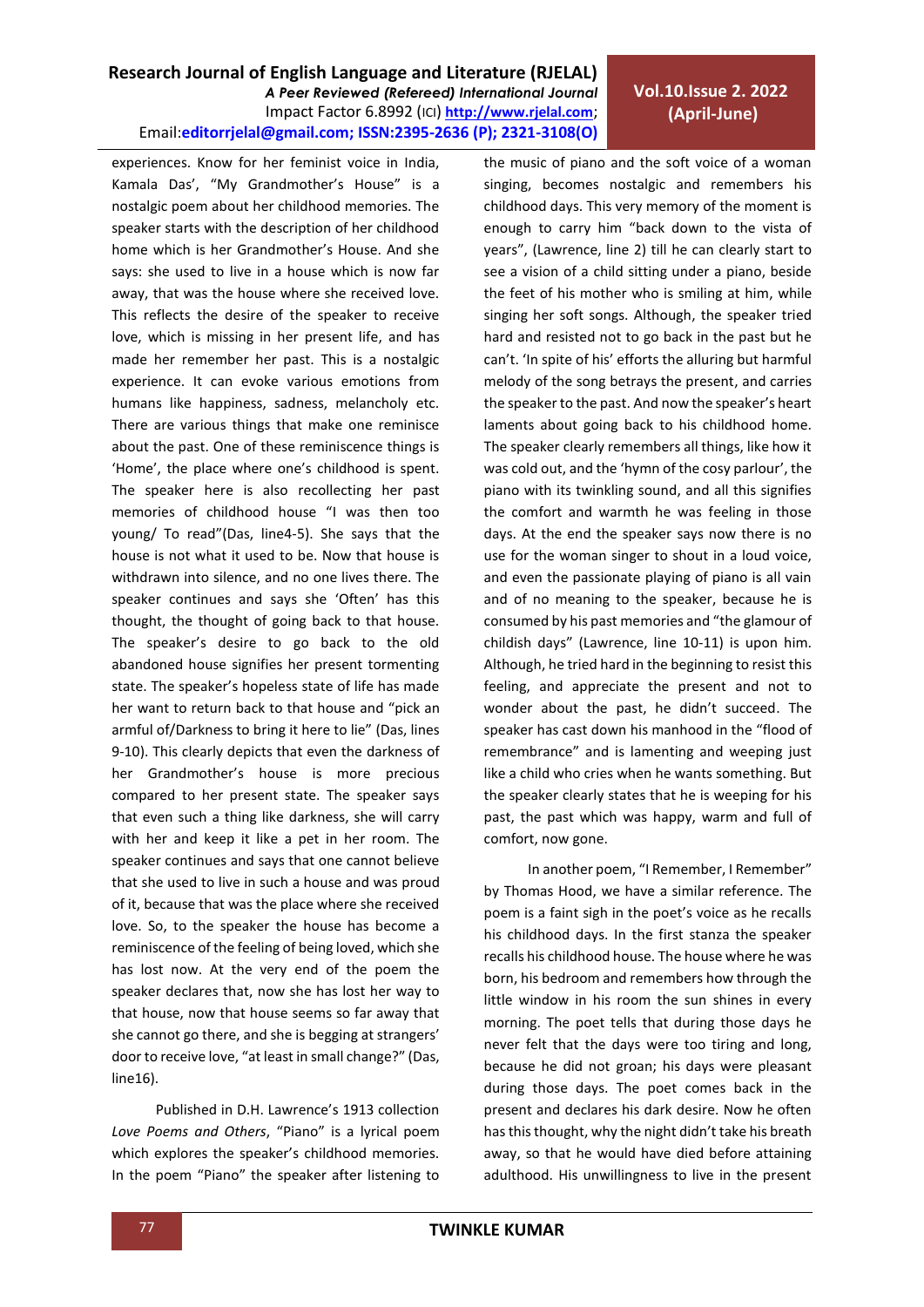experiences. Know for her feminist voice in India, Kamala Das', "My Grandmother's House" is a nostalgic poem about her childhood memories. The speaker starts with the description of her childhood home which is her Grandmother's House. And she says: she used to live in a house which is now far away, that was the house where she received love. This reflects the desire of the speaker to receive love, which is missing in her present life, and has made her remember her past. This is a nostalgic experience. It can evoke various emotions from humans like happiness, sadness, melancholy etc. There are various things that make one reminisce about the past. One of these reminiscence things is 'Home', the place where one's childhood is spent. The speaker here is also recollecting her past memories of childhood house "I was then too young/ To read"(Das, line4-5). She says that the house is not what it used to be. Now that house is withdrawn into silence, and no one lives there. The speaker continues and says she 'Often' has this thought, the thought of going back to that house. The speaker's desire to go back to the old abandoned house signifies her present tormenting state. The speaker's hopeless state of life has made her want to return back to that house and "pick an armful of/Darkness to bring it here to lie" (Das, lines 9-10). This clearly depicts that even the darkness of her Grandmother's house is more precious compared to her present state. The speaker says that even such a thing like darkness, she will carry with her and keep it like a pet in her room. The speaker continues and says that one cannot believe that she used to live in such a house and was proud of it, because that was the place where she received love. So, to the speaker the house has become a reminiscence of the feeling of being loved, which she has lost now. At the very end of the poem the speaker declares that, now she has lost her way to that house, now that house seems so far away that she cannot go there, and she is begging at strangers' door to receive love, "at least in small change?" (Das, line16).

Published in D.H. Lawrence's 1913 collection *Love Poems and Others*, "Piano" is a lyrical poem which explores the speaker's childhood memories. In the poem "Piano" the speaker after listening to the music of piano and the soft voice of a woman singing, becomes nostalgic and remembers his childhood days. This very memory of the moment is enough to carry him "back down to the vista of years", (Lawrence, line 2) till he can clearly start to see a vision of a child sitting under a piano, beside the feet of his mother who is smiling at him, while singing her soft songs. Although, the speaker tried hard and resisted not to go back in the past but he can't. 'In spite of his' efforts the alluring but harmful melody of the song betrays the present, and carries the speaker to the past. And now the speaker's heart laments about going back to his childhood home. The speaker clearly remembers all things, like how it was cold out, and the 'hymn of the cosy parlour', the piano with its twinkling sound, and all this signifies the comfort and warmth he was feeling in those days. At the end the speaker says now there is no use for the woman singer to shout in a loud voice, and even the passionate playing of piano is all vain and of no meaning to the speaker, because he is consumed by his past memories and "the glamour of childish days" (Lawrence, line 10-11) is upon him. Although, he tried hard in the beginning to resist this feeling, and appreciate the present and not to wonder about the past, he didn't succeed. The speaker has cast down his manhood in the "flood of remembrance" and is lamenting and weeping just like a child who cries when he wants something. But the speaker clearly states that he is weeping for his past, the past which was happy, warm and full of comfort, now gone.

In another poem, "I Remember, I Remember" by Thomas Hood, we have a similar reference. The poem is a faint sigh in the poet's voice as he recalls his childhood days. In the first stanza the speaker recalls his childhood house. The house where he was born, his bedroom and remembers how through the little window in his room the sun shines in every morning. The poet tells that during those days he never felt that the days were too tiring and long, because he did not groan; his days were pleasant during those days. The poet comes back in the present and declares his dark desire. Now he often has this thought, why the night didn't take his breath away, so that he would have died before attaining adulthood. His unwillingness to live in the present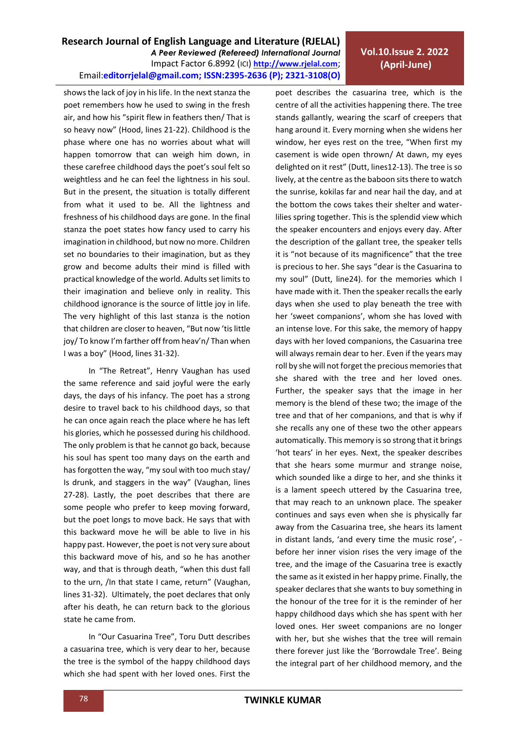shows the lack of joy in his life. In the next stanza the poet remembers how he used to swing in the fresh air, and how his "spirit flew in feathers then/ That is so heavy now" (Hood, lines 21-22). Childhood is the phase where one has no worries about what will happen tomorrow that can weigh him down, in these carefree childhood days the poet's soul felt so weightless and he can feel the lightness in his soul. But in the present, the situation is totally different from what it used to be. All the lightness and freshness of his childhood days are gone. In the final stanza the poet states how fancy used to carry his imagination in childhood, but now no more. Children set no boundaries to their imagination, but as they grow and become adults their mind is filled with practical knowledge of the world. Adults set limits to their imagination and believe only in reality. This childhood ignorance is the source of little joy in life. The very highlight of this last stanza is the notion that children are closer to heaven, "But now 'tis little joy/ To know I'm farther off from heav'n/ Than when I was a boy" (Hood, lines 31-32).

In "The Retreat", Henry Vaughan has used the same reference and said joyful were the early days, the days of his infancy. The poet has a strong desire to travel back to his childhood days, so that he can once again reach the place where he has left his glories, which he possessed during his childhood. The only problem is that he cannot go back, because his soul has spent too many days on the earth and has forgotten the way, "my soul with too much stay/ Is drunk, and staggers in the way" (Vaughan, lines 27-28). Lastly, the poet describes that there are some people who prefer to keep moving forward, but the poet longs to move back. He says that with this backward move he will be able to live in his happy past. However, the poet is not very sure about this backward move of his, and so he has another way, and that is through death, "when this dust fall to the urn, /In that state I came, return" (Vaughan, lines 31-32). Ultimately, the poet declares that only after his death, he can return back to the glorious state he came from.

In "Our Casuarina Tree", Toru Dutt describes a casuarina tree, which is very dear to her, because the tree is the symbol of the happy childhood days which she had spent with her loved ones. First the poet describes the casuarina tree, which is the centre of all the activities happening there. The tree stands gallantly, wearing the scarf of creepers that hang around it. Every morning when she widens her window, her eyes rest on the tree, "When first my casement is wide open thrown/ At dawn, my eyes delighted on it rest" (Dutt, lines12-13). The tree is so lively, at the centre as the baboon sits there to watch the sunrise, kokilas far and near hail the day, and at the bottom the cows takes their shelter and water-lilies spring together. This is the splendid view which the speaker encounters and enjoys every day. After the description of the gallant tree, the speaker tells it is "not because of its magnificence" that the tree is precious to her. She says "dear is the Casuarina to my soul" (Dutt, line24). for the memories which I have made with it. Then the speaker recalls the early days when she used to play beneath the tree with her 'sweet companions', whom she has loved with an intense love. For this sake, the memory of happy days with her loved companions, the Casuarina tree will always remain dear to her. Even if the years may roll by she will not forget the precious memories that she shared with the tree and her loved ones. Further, the speaker says that the image in her memory is the blend of these two; the image of the tree and that of her companions, and that is why if she recalls any one of these two the other appears automatically. This memory is so strong that it brings 'hot tears' in her eyes. Next, the speaker describes that she hears some murmur and strange noise, which sounded like a dirge to her, and she thinks it is a lament speech uttered by the Casuarina tree, that may reach to an unknown place. The speaker continues and says even when she is physically far away from the Casuarina tree, she hears its lament in distant lands, 'and every time the music rose', - before her inner vision rises the very image of the tree, and the image of the Casuarina tree is exactly the same as it existed in her happy prime. Finally, the speaker declares that she wants to buy something in the honour of the tree for it is the reminder of her happy childhood days which she has spent with her loved ones. Her sweet companions are no longer with her, but she wishes that the tree will remain there forever just like the 'Borrowdale Tree'. Being the integral part of her childhood memory, and the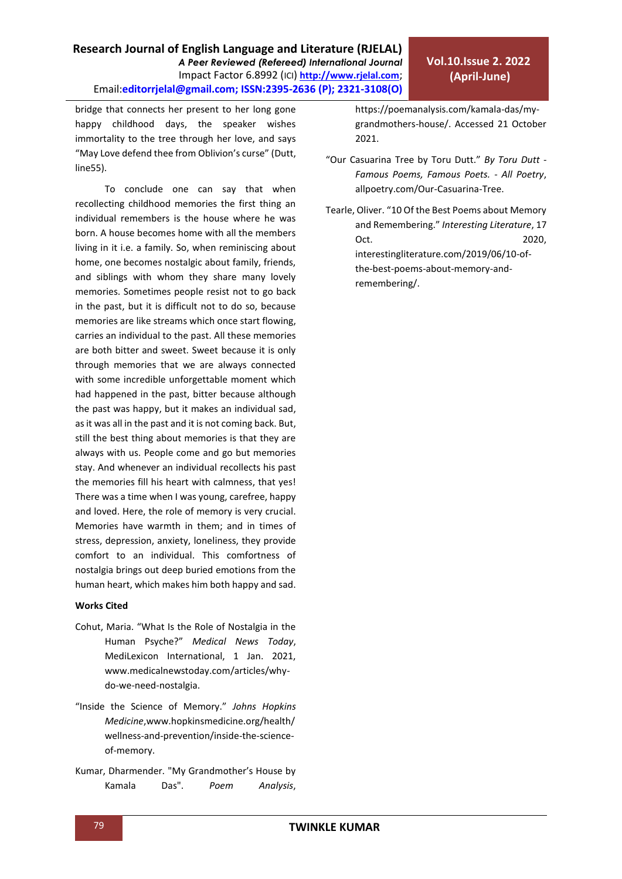bridge that connects her present to her long gone happy childhood days, the speaker wishes immortality to the tree through her love, and says "May Love defend thee from Oblivion's curse" (Dutt, line55).

To conclude one can say that when recollecting childhood memories the first thing an individual remembers is the house where he was born. A house becomes home with all the members living in it i.e. a family. So, when reminiscing about home, one becomes nostalgic about family, friends, and siblings with whom they share many lovely memories. Sometimes people resist not to go back in the past, but it is difficult not to do so, because memories are like streams which once start flowing, carries an individual to the past. All these memories are both bitter and sweet. Sweet because it is only through memories that we are always connected with some incredible unforgettable moment which had happened in the past, bitter because although the past was happy, but it makes an individual sad, as it was all in the past and it is not coming back. But, still the best thing about memories is that they are always with us. People come and go but memories stay. And whenever an individual recollects his past the memories fill his heart with calmness, that yes! There was a time when I was young, carefree, happy and loved. Here, the role of memory is very crucial. Memories have warmth in them; and in times of stress, depression, anxiety, loneliness, they provide comfort to an individual. This comfortness of nostalgia brings out deep buried emotions from the human heart, which makes him both happy and sad.

**Works Cited**

Cohut, Maria. "What Is the Role of Nostalgia in the Human Psyche?" *Medical News Today*, MediLexicon International, 1 Jan. 2021, www.medicalnewstoday.com/articles/why-do-we-need-nostalgia.

"Inside the Science of Memory." *Johns Hopkins Medicine*,www.hopkinsmedicine.org/health/wellness-and-prevention/inside-the-science-of-memory.

Kumar, Dharmender. "My Grandmother's House by Kamala Das". *Poem Analysis*, https://poemanalysis.com/kamala-das/my-grandmothers-house/. Accessed 21 October 2021.

"Our Casuarina Tree by Toru Dutt." *By Toru Dutt - Famous Poems, Famous Poets. - All Poetry*, allpoetry.com/Our-Casuarina-Tree.

Tearle, Oliver. "10 Of the Best Poems about Memory and Remembering." *Interesting Literature*, 17 Oct. 2020, interestingliterature.com/2019/06/10-of-the-best-poems-about-memory-and-remembering/.